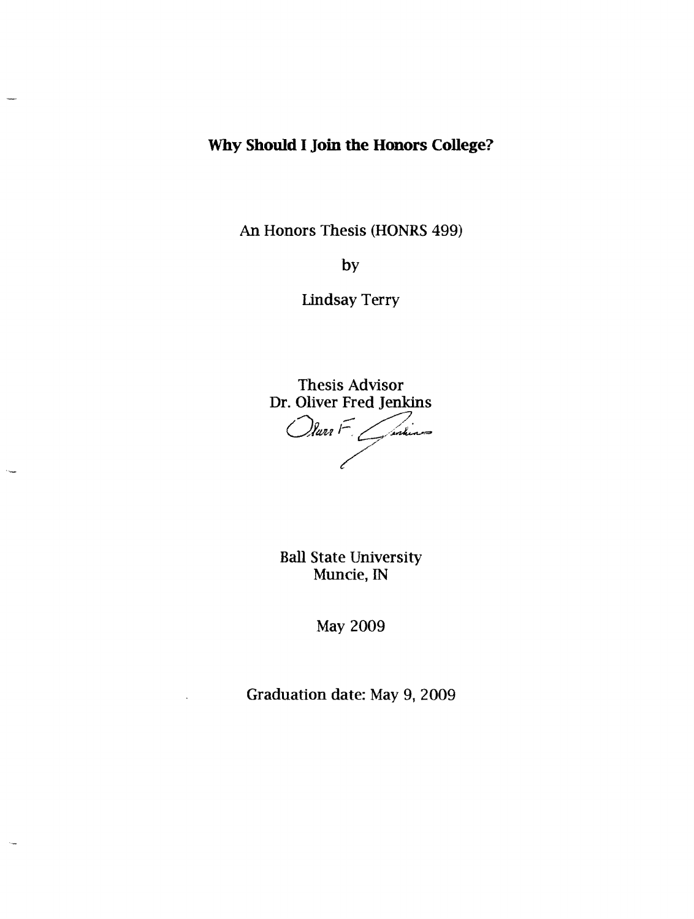# Why Should I Join the Honors College?

An Honors Thesis (HONRS 499)

by

Lindsay Terry

Thesis Advisor
Dr. Oliver Fred Jenkins

Ball State University
Muncie, IN

May 2009

Graduation date: May 9, 2009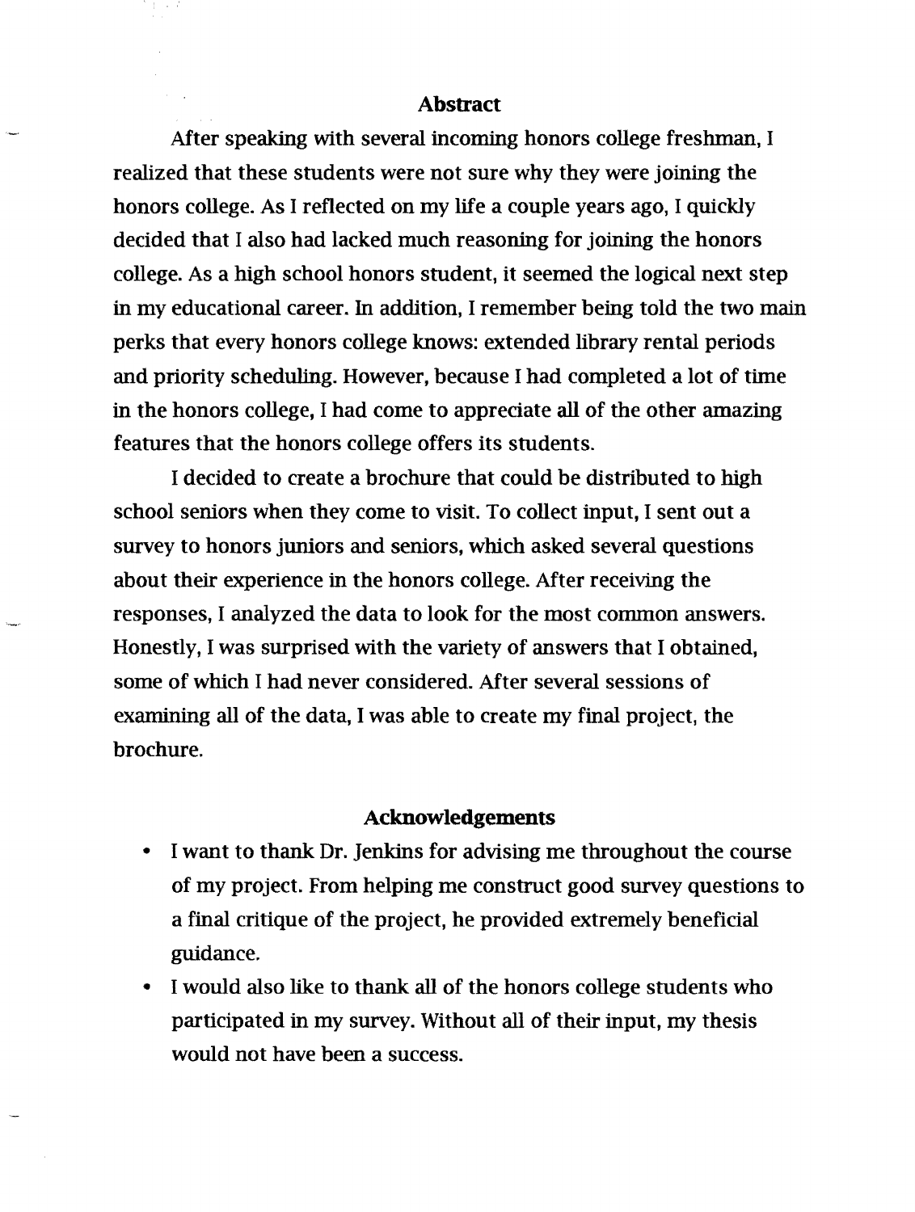## Abstract

After speaking with several incoming honors college freshman, I realized that these students were not sure why they were joining the honors college. As I reflected on my life a couple years ago, I quickly decided that I also had lacked much reasoning for joining the honors college. As a high school honors student, it seemed the logical next step in my educational career. In addition, I remember being told the two main perks that every honors college knows: extended library rental periods and priority scheduling. However, because I had completed a lot of time in the honors college, I had come to appreciate all of the other amazing features that the honors college offers its students.

I decided to create a brochure that could be distributed to high school seniors when they come to visit. To collect input, I sent out a survey to honors juniors and seniors, which asked several questions about their experience in the honors college. After receiving the responses, I analyzed the data to look for the most common answers. Honestly, I was surprised with the variety of answers that I obtained, some of which I had never considered. After several sessions of examining all of the data, I was able to create my final project, the brochure.

## Acknowledgements

- I want to thank Dr. Jenkins for advising me throughout the course of my project. From helping me construct good survey questions to a final critique of the project, he provided extremely beneficial guidance.
- I would also like to thank all of the honors college students who participated in my survey. Without all of their input, my thesis would not have been a success.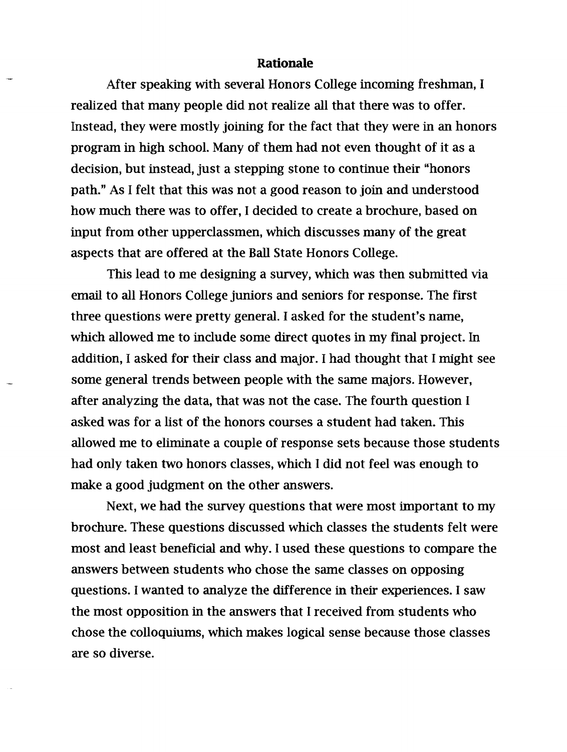## Rationale

After speaking with several Honors College incoming freshman, I realized that many people did not realize all that there was to offer. Instead, they were mostly joining for the fact that they were in an honors program in high school. Many of them had not even thought of it as a decision, but instead, just a stepping stone to continue their "honors path." As I felt that this was not a good reason to join and understood how much there was to offer, I decided to create a brochure, based on input from other upperclassmen, which discusses many of the great aspects that are offered at the Ball State Honors College.

This lead to me designing a survey, which was then submitted via email to all Honors College juniors and seniors for response. The first three questions were pretty general. I asked for the student's name, which allowed me to include some direct quotes in my final project. In addition, I asked for their class and major. I had thought that I might see some general trends between people with the same majors. However, after analyzing the data, that was not the case. The fourth question I asked was for a list of the honors courses a student had taken. This allowed me to eliminate a couple of response sets because those students had only taken two honors classes, which I did not feel was enough to make a good judgment on the other answers.

Next, we had the survey questions that were most important to my brochure. These questions discussed which classes the students felt were most and least beneficial and why. I used these questions to compare the answers between students who chose the same classes on opposing questions. I wanted to analyze the difference in their experiences. I saw the most opposition in the answers that I received from students who chose the colloquiums, which makes logical sense because those classes are so diverse.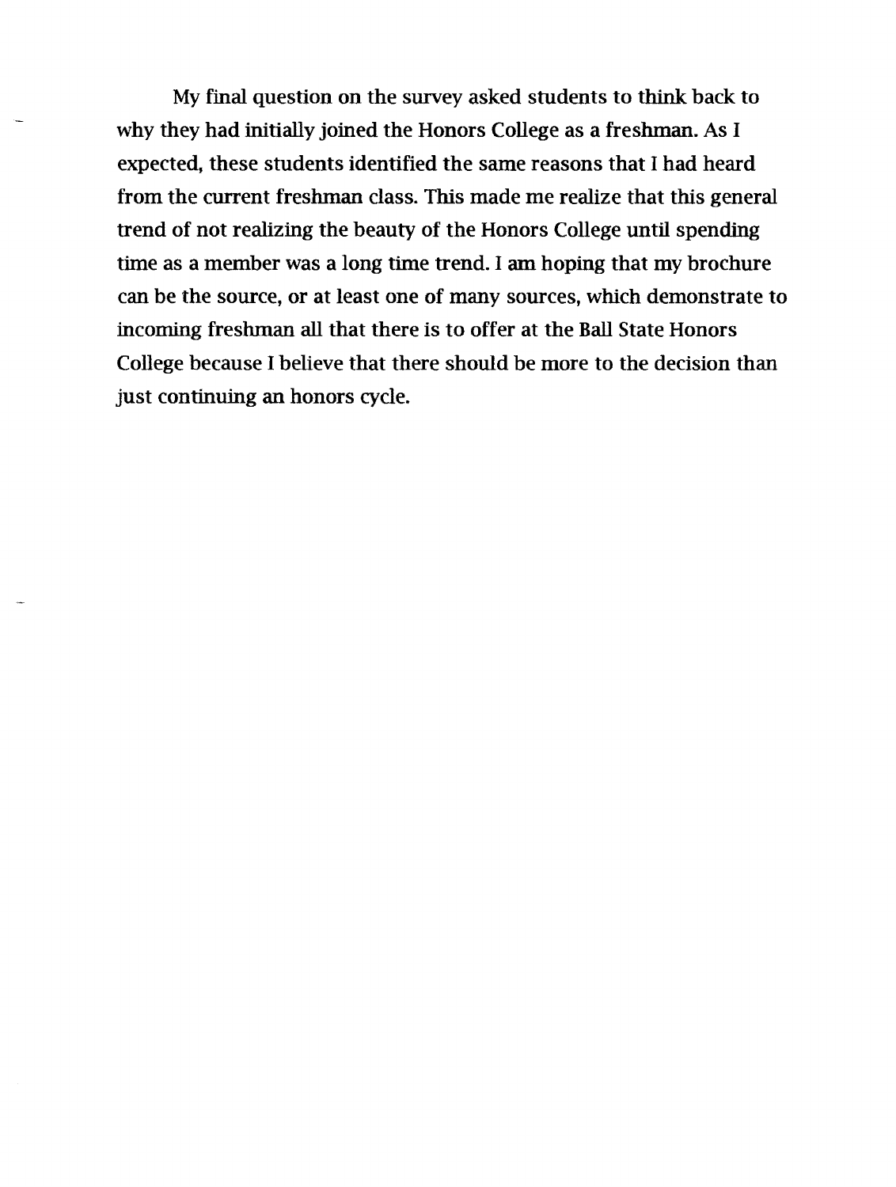My final question on the survey asked students to think back to why they had initially joined the Honors College as a freshman. As I expected, these students identified the same reasons that I had heard from the current freshman class. This made me realize that this general trend of not realizing the beauty of the Honors College until spending time as a member was a long time trend. I am hoping that my brochure can be the source, or at least one of many sources, which demonstrate to incoming freshman all that there is to offer at the Ball State Honors College because I believe that there should be more to the decision than just continuing an honors cycle.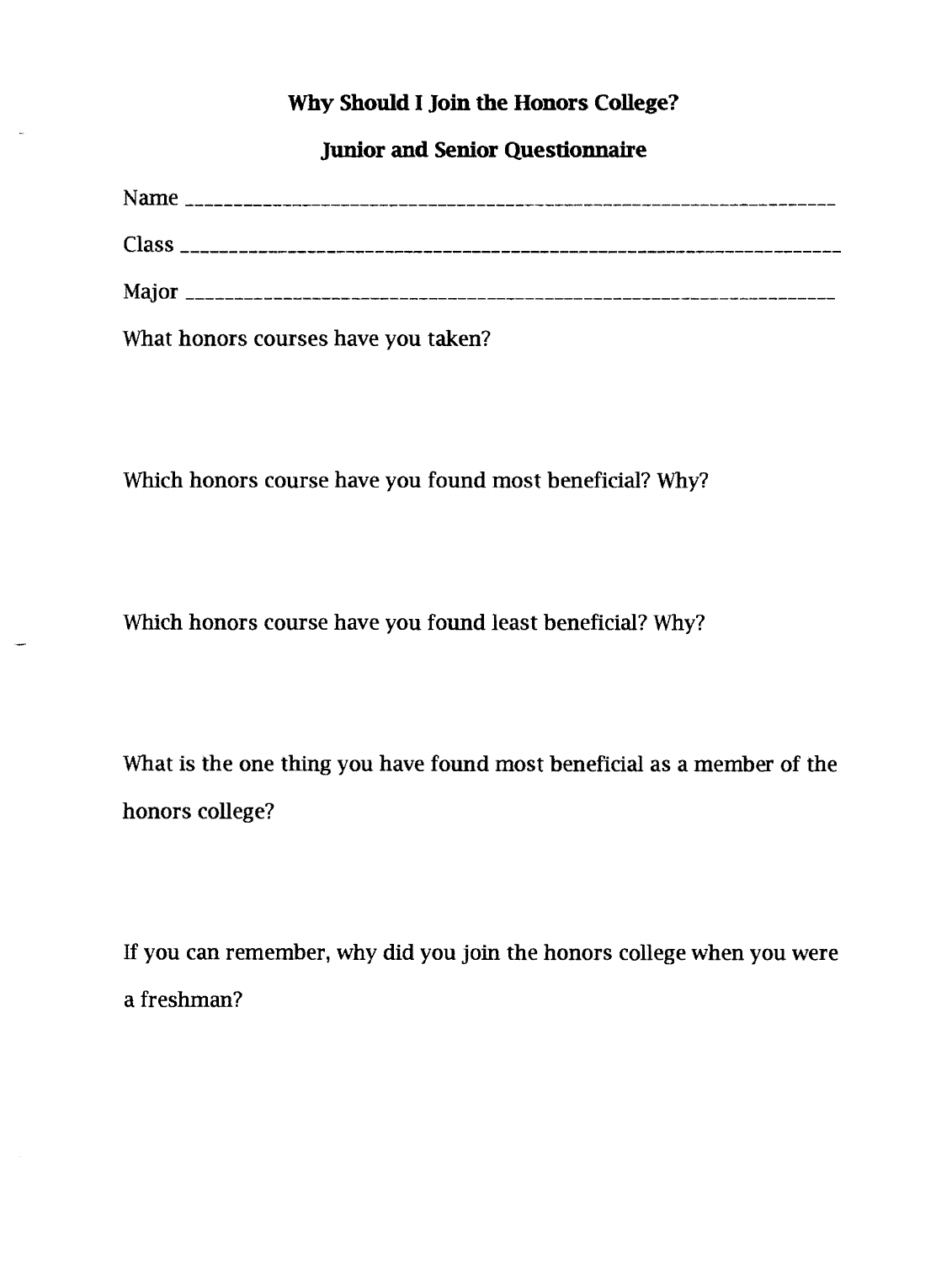# Why Should I Join the Honors College?

## Junior and Senior Questionnaire

Name ______________________________________________________________

Class ______________________________________________________________

Major ______________________________________________________________

What honors courses have you taken?

Which honors course have you found most beneficial? Why?

Which honors course have you found least beneficial? Why?

What is the one thing you have found most beneficial as a member of the honors college?

If you can remember, why did you join the honors college when you were a freshman?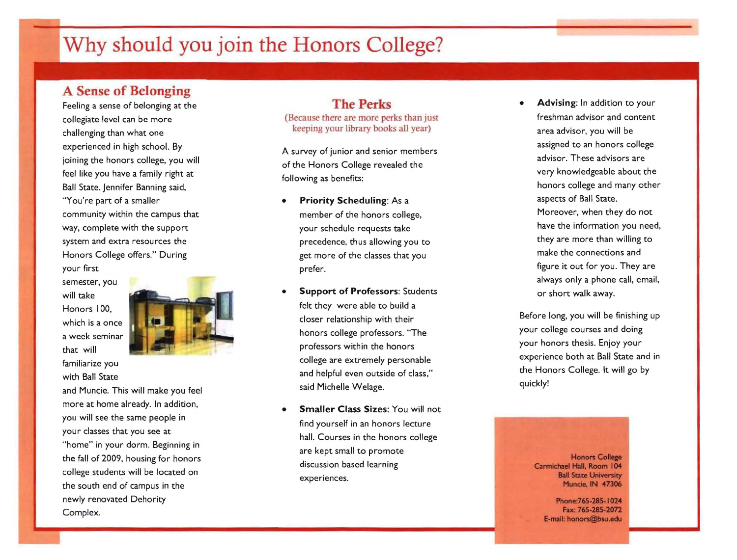# Why should you join the Honors College?

## A Sense of Belonging

Feeling a sense of belonging at the collegiate level can be more challenging than what one experienced in high school. By joining the honors college, you will feel like you have a family right at Ball State. Jennifer Banning said, "You're part of a smaller community within the campus that way, complete with the support system and extra resources the Honors College offers." During your first semester, you will take Honors 100, which is a once a week seminar that will familiarize you with Ball State and Muncie. This will make you feel more at home already. In addition, you will see the same people in your classes that you see at "home" in your dorm. Beginning in the fall of 2009, housing for honors college students will be located on the south end of campus in the newly renovated Dehority Complex.

## The Perks

(Because there are more perks than just keeping your library books all year)

A survey of junior and senior members of the Honors College revealed the following as benefits:

- **Priority Scheduling**: As a member of the honors college, your schedule requests take precedence, thus allowing you to get more of the classes that you prefer.
- **Support of Professors**: Students felt they were able to build a closer relationship with their honors college professors. "The professors within the honors college are extremely personable and helpful even outside of class," said Michelle Welage.
- **Smaller Class Sizes**: You will not find yourself in an honors lecture hall. Courses in the honors college are kept small to promote discussion based learning experiences.
- **Advising**: In addition to your freshman advisor and content area advisor, you will be assigned to an honors college advisor. These advisors are very knowledgeable about the honors college and many other aspects of Ball State. Moreover, when they do not have the information you need, they are more than willing to make the connections and figure it out for you. They are always only a phone call, email, or short walk away.

Before long, you will be finishing up your college courses and doing your honors thesis. Enjoy your experience both at Ball State and in the Honors College. It will go by quickly!

Honors College
Carmichael Hall, Room 104
Ball State University
Muncie, IN 47306

Phone:765-285-1024
Fax: 765-285-2072
E-mail: honors@bsu.edu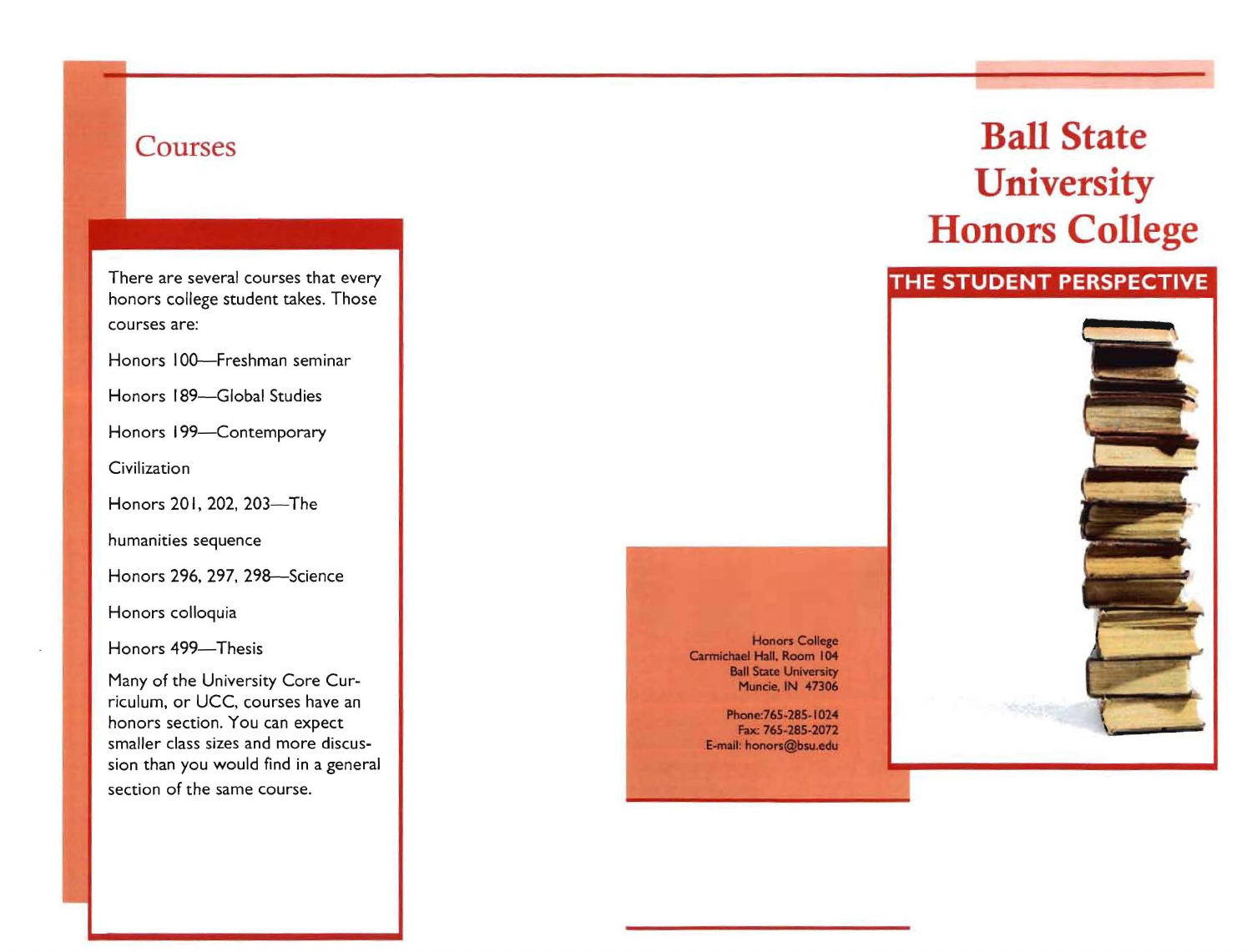## Courses

There are several courses that every honors college student takes. Those courses are:

Honors 100—Freshman seminar

Honors 189—Global Studies

Honors 199—Contemporary Civilization

Honors 201, 202, 203—The humanities sequence

Honors 296, 297, 298—Science

Honors colloquia

Honors 499—Thesis

Many of the University Core Curriculum, or UCC, courses have an honors section. You can expect smaller class sizes and more discussion than you would find in a general section of the same course.

Honors College
Carmichael Hall, Room 104
Ball State University
Muncie, IN 47306

Phone:765-285-1024
Fax: 765-285-2072
E-mail: honors@bsu.edu

# Ball State University Honors College

## THE STUDENT PERSPECTIVE